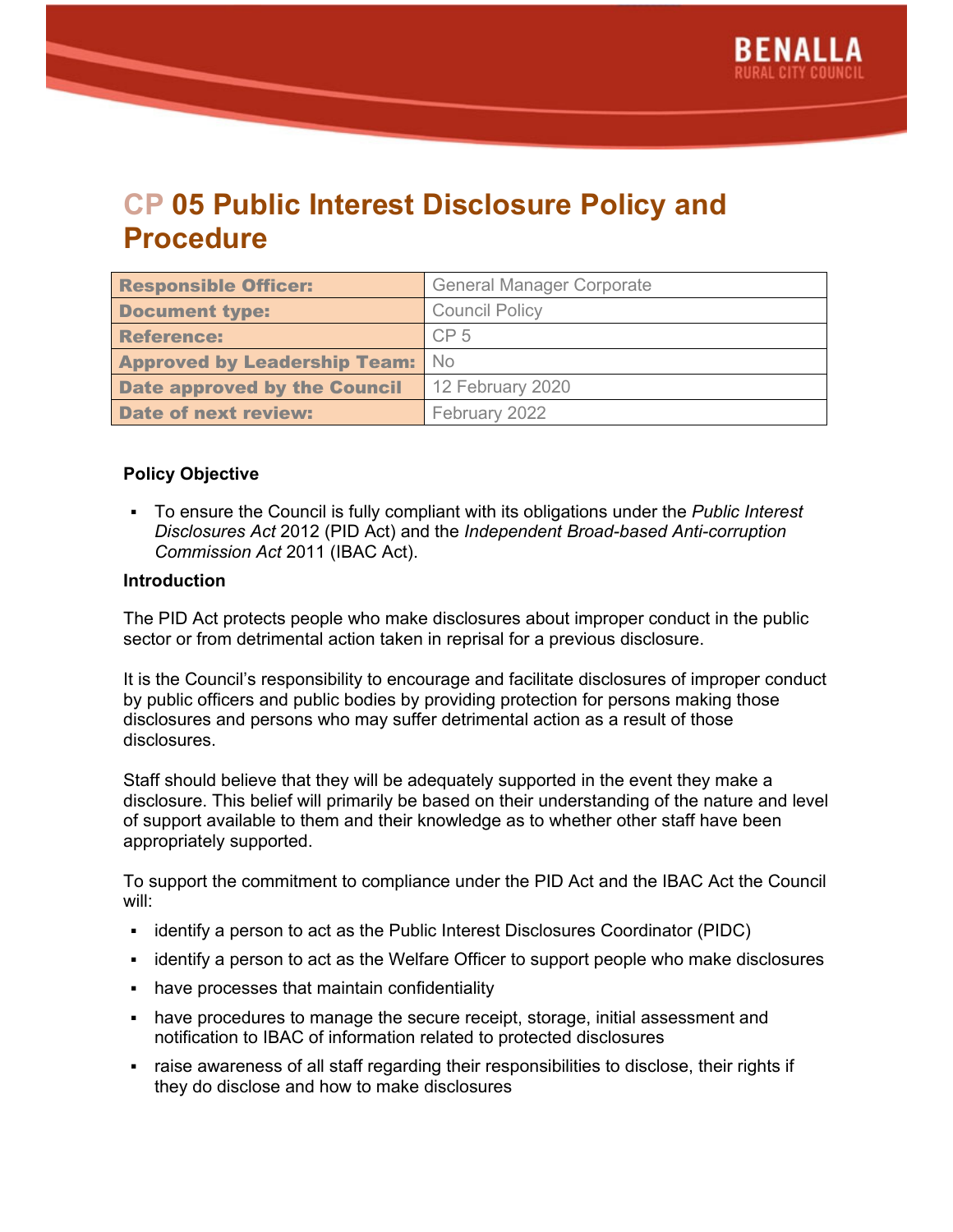# CP 05 Public Interest Disclosure Policy and Procedure

| | |
|---|---|
| **Responsible Officer:** | General Manager Corporate |
| **Document type:** | Council Policy |
| **Reference:** | CP 5 |
| **Approved by Leadership Team:** | No |
| **Date approved by the Council** | 12 February 2020 |
| **Date of next review:** | February 2022 |

**Policy Objective**

- To ensure the Council is fully compliant with its obligations under the *Public Interest Disclosures Act* 2012 (PID Act) and the *Independent Broad-based Anti-corruption Commission Act* 2011 (IBAC Act).

**Introduction**

The PID Act protects people who make disclosures about improper conduct in the public sector or from detrimental action taken in reprisal for a previous disclosure.

It is the Council's responsibility to encourage and facilitate disclosures of improper conduct by public officers and public bodies by providing protection for persons making those disclosures and persons who may suffer detrimental action as a result of those disclosures.

Staff should believe that they will be adequately supported in the event they make a disclosure. This belief will primarily be based on their understanding of the nature and level of support available to them and their knowledge as to whether other staff have been appropriately supported.

To support the commitment to compliance under the PID Act and the IBAC Act the Council will:

- identify a person to act as the Public Interest Disclosures Coordinator (PIDC)
- identify a person to act as the Welfare Officer to support people who make disclosures
- have processes that maintain confidentiality
- have procedures to manage the secure receipt, storage, initial assessment and notification to IBAC of information related to protected disclosures
- raise awareness of all staff regarding their responsibilities to disclose, their rights if they do disclose and how to make disclosures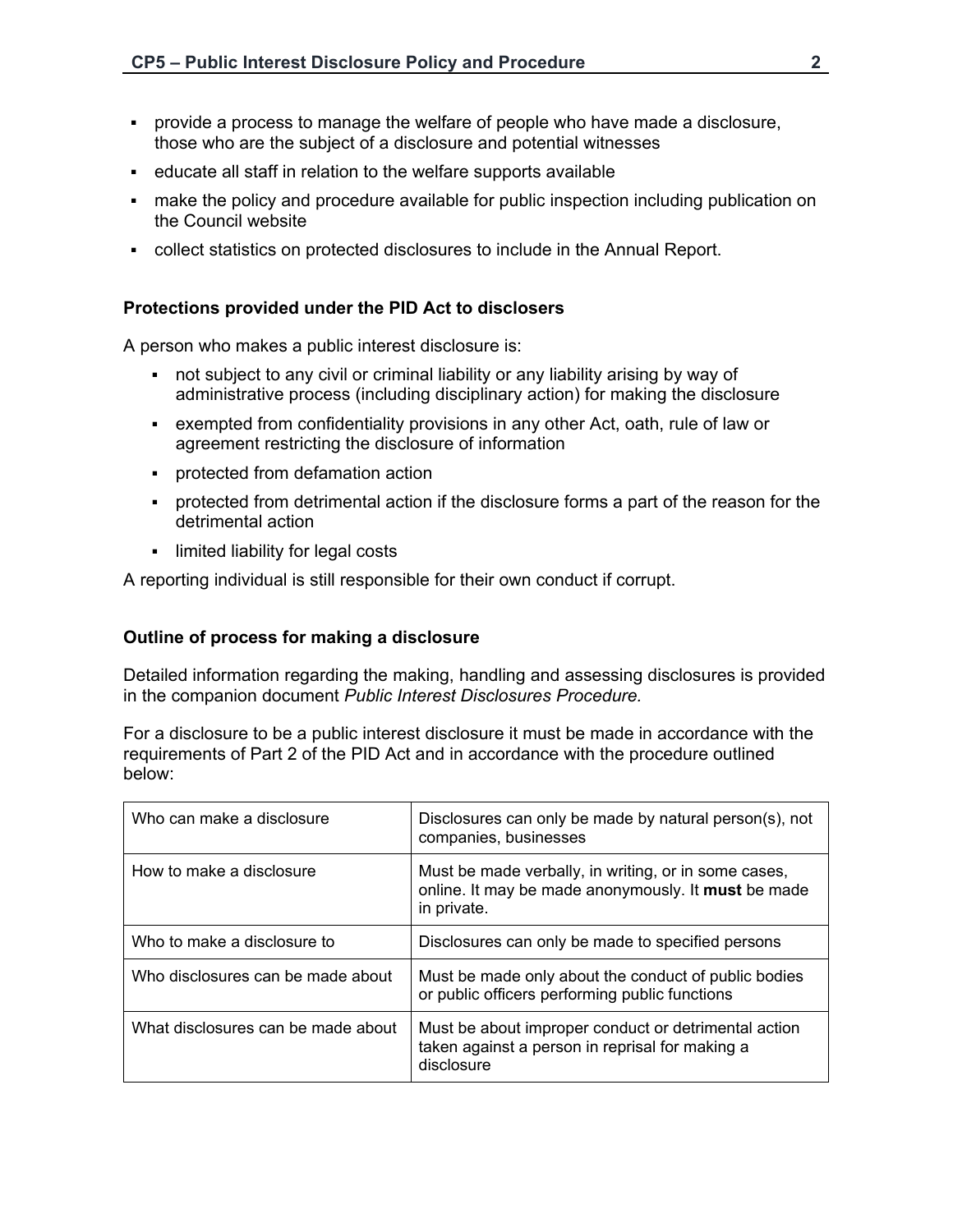- provide a process to manage the welfare of people who have made a disclosure, those who are the subject of a disclosure and potential witnesses
- educate all staff in relation to the welfare supports available
- make the policy and procedure available for public inspection including publication on the Council website
- collect statistics on protected disclosures to include in the Annual Report.

### Protections provided under the PID Act to disclosers

A person who makes a public interest disclosure is:

- not subject to any civil or criminal liability or any liability arising by way of administrative process (including disciplinary action) for making the disclosure
- exempted from confidentiality provisions in any other Act, oath, rule of law or agreement restricting the disclosure of information
- protected from defamation action
- protected from detrimental action if the disclosure forms a part of the reason for the detrimental action
- limited liability for legal costs

A reporting individual is still responsible for their own conduct if corrupt.

### Outline of process for making a disclosure

Detailed information regarding the making, handling and assessing disclosures is provided in the companion document *Public Interest Disclosures Procedure.*

For a disclosure to be a public interest disclosure it must be made in accordance with the requirements of Part 2 of the PID Act and in accordance with the procedure outlined below:

| | |
|---|---|
| Who can make a disclosure | Disclosures can only be made by natural person(s), not companies, businesses |
| How to make a disclosure | Must be made verbally, in writing, or in some cases, online. It may be made anonymously. It **must** be made in private. |
| Who to make a disclosure to | Disclosures can only be made to specified persons |
| Who disclosures can be made about | Must be made only about the conduct of public bodies or public officers performing public functions |
| What disclosures can be made about | Must be about improper conduct or detrimental action taken against a person in reprisal for making a disclosure |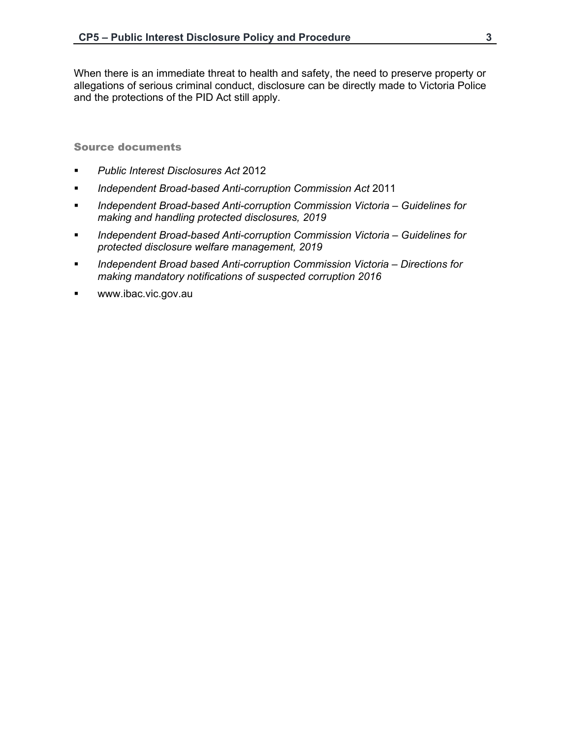When there is an immediate threat to health and safety, the need to preserve property or allegations of serious criminal conduct, disclosure can be directly made to Victoria Police and the protections of the PID Act still apply.

## Source documents

- *Public Interest Disclosures Act* 2012
- *Independent Broad-based Anti-corruption Commission Act* 2011
- *Independent Broad-based Anti-corruption Commission Victoria – Guidelines for making and handling protected disclosures, 2019*
- *Independent Broad-based Anti-corruption Commission Victoria – Guidelines for protected disclosure welfare management, 2019*
- *Independent Broad based Anti-corruption Commission Victoria – Directions for making mandatory notifications of suspected corruption 2016*
- www.ibac.vic.gov.au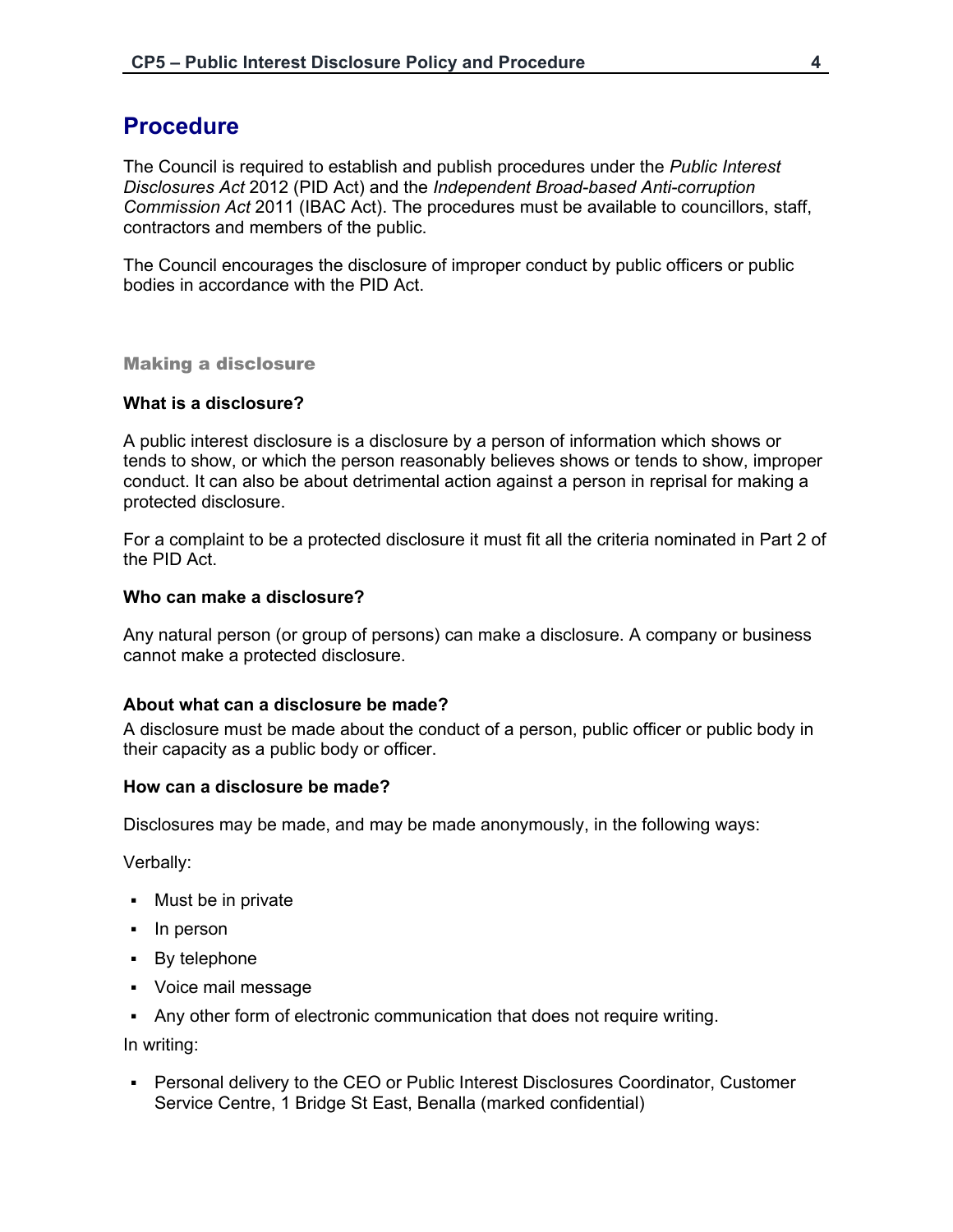# Procedure

The Council is required to establish and publish procedures under the *Public Interest Disclosures Act* 2012 (PID Act) and the *Independent Broad-based Anti-corruption Commission Act* 2011 (IBAC Act). The procedures must be available to councillors, staff, contractors and members of the public.

The Council encourages the disclosure of improper conduct by public officers or public bodies in accordance with the PID Act.

## Making a disclosure

### What is a disclosure?

A public interest disclosure is a disclosure by a person of information which shows or tends to show, or which the person reasonably believes shows or tends to show, improper conduct. It can also be about detrimental action against a person in reprisal for making a protected disclosure.

For a complaint to be a protected disclosure it must fit all the criteria nominated in Part 2 of the PID Act.

### Who can make a disclosure?

Any natural person (or group of persons) can make a disclosure. A company or business cannot make a protected disclosure.

### About what can a disclosure be made?

A disclosure must be made about the conduct of a person, public officer or public body in their capacity as a public body or officer.

### How can a disclosure be made?

Disclosures may be made, and may be made anonymously, in the following ways:

Verbally:

- Must be in private
- In person
- By telephone
- Voice mail message
- Any other form of electronic communication that does not require writing.

In writing:

- Personal delivery to the CEO or Public Interest Disclosures Coordinator, Customer Service Centre, 1 Bridge St East, Benalla (marked confidential)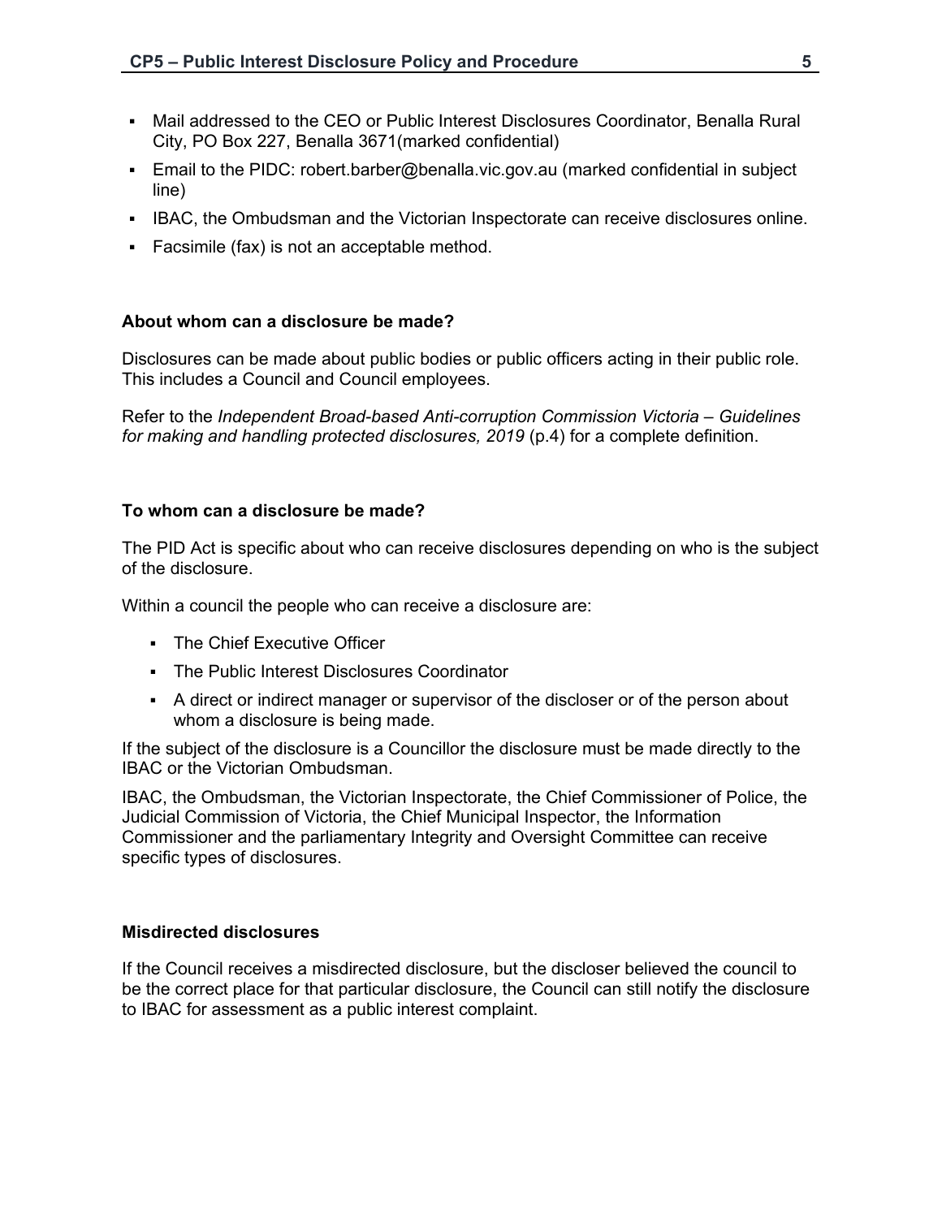- Mail addressed to the CEO or Public Interest Disclosures Coordinator, Benalla Rural City, PO Box 227, Benalla 3671(marked confidential)
- Email to the PIDC: robert.barber@benalla.vic.gov.au (marked confidential in subject line)
- IBAC, the Ombudsman and the Victorian Inspectorate can receive disclosures online.
- Facsimile (fax) is not an acceptable method.

**About whom can a disclosure be made?**

Disclosures can be made about public bodies or public officers acting in their public role. This includes a Council and Council employees.

Refer to the *Independent Broad-based Anti-corruption Commission Victoria – Guidelines for making and handling protected disclosures, 2019* (p.4) for a complete definition.

**To whom can a disclosure be made?**

The PID Act is specific about who can receive disclosures depending on who is the subject of the disclosure.

Within a council the people who can receive a disclosure are:

- The Chief Executive Officer
- The Public Interest Disclosures Coordinator
- A direct or indirect manager or supervisor of the discloser or of the person about whom a disclosure is being made.

If the subject of the disclosure is a Councillor the disclosure must be made directly to the IBAC or the Victorian Ombudsman.

IBAC, the Ombudsman, the Victorian Inspectorate, the Chief Commissioner of Police, the Judicial Commission of Victoria, the Chief Municipal Inspector, the Information Commissioner and the parliamentary Integrity and Oversight Committee can receive specific types of disclosures.

**Misdirected disclosures**

If the Council receives a misdirected disclosure, but the discloser believed the council to be the correct place for that particular disclosure, the Council can still notify the disclosure to IBAC for assessment as a public interest complaint.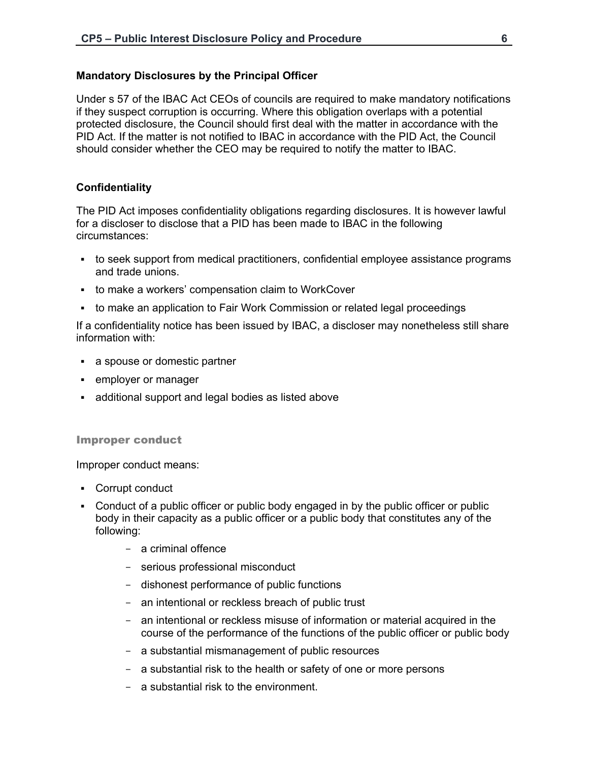**Mandatory Disclosures by the Principal Officer**

Under s 57 of the IBAC Act CEOs of councils are required to make mandatory notifications if they suspect corruption is occurring. Where this obligation overlaps with a potential protected disclosure, the Council should first deal with the matter in accordance with the PID Act. If the matter is not notified to IBAC in accordance with the PID Act, the Council should consider whether the CEO may be required to notify the matter to IBAC.

**Confidentiality**

The PID Act imposes confidentiality obligations regarding disclosures. It is however lawful for a discloser to disclose that a PID has been made to IBAC in the following circumstances:

- to seek support from medical practitioners, confidential employee assistance programs and trade unions.
- to make a workers' compensation claim to WorkCover
- to make an application to Fair Work Commission or related legal proceedings

If a confidentiality notice has been issued by IBAC, a discloser may nonetheless still share information with:

- a spouse or domestic partner
- employer or manager
- additional support and legal bodies as listed above

## Improper conduct

Improper conduct means:

- Corrupt conduct
- Conduct of a public officer or public body engaged in by the public officer or public body in their capacity as a public officer or a public body that constitutes any of the following:
  - a criminal offence
  - serious professional misconduct
  - dishonest performance of public functions
  - an intentional or reckless breach of public trust
  - an intentional or reckless misuse of information or material acquired in the course of the performance of the functions of the public officer or public body
  - a substantial mismanagement of public resources
  - a substantial risk to the health or safety of one or more persons
  - a substantial risk to the environment.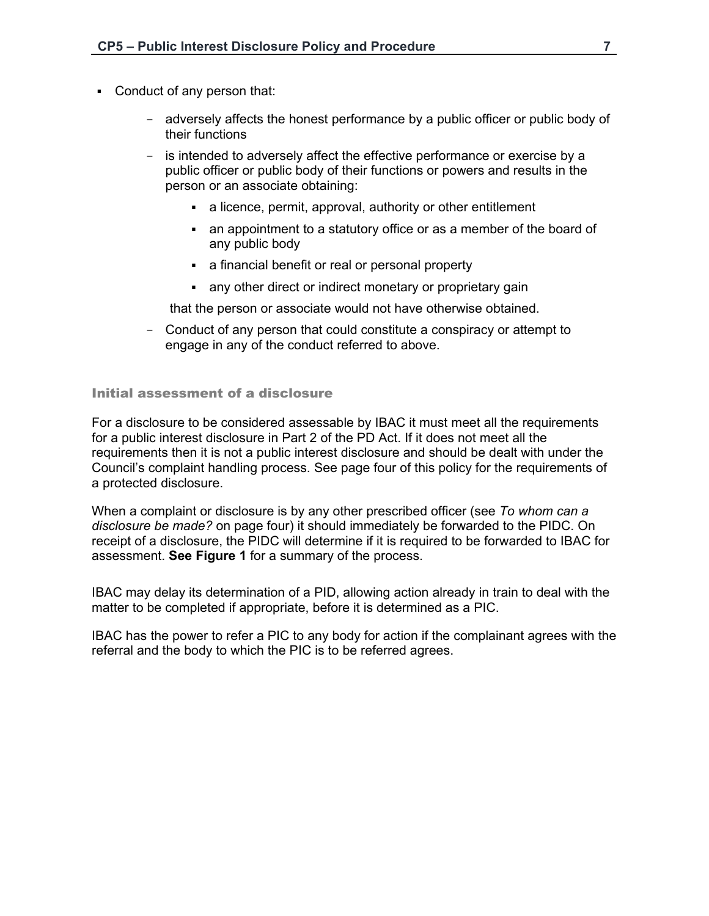- Conduct of any person that:
  - adversely affects the honest performance by a public officer or public body of their functions
  - is intended to adversely affect the effective performance or exercise by a public officer or public body of their functions or powers and results in the person or an associate obtaining:
    - a licence, permit, approval, authority or other entitlement
    - an appointment to a statutory office or as a member of the board of any public body
    - a financial benefit or real or personal property
    - any other direct or indirect monetary or proprietary gain

    that the person or associate would not have otherwise obtained.
  - Conduct of any person that could constitute a conspiracy or attempt to engage in any of the conduct referred to above.

## Initial assessment of a disclosure

For a disclosure to be considered assessable by IBAC it must meet all the requirements for a public interest disclosure in Part 2 of the PD Act. If it does not meet all the requirements then it is not a public interest disclosure and should be dealt with under the Council's complaint handling process. See page four of this policy for the requirements of a protected disclosure.

When a complaint or disclosure is by any other prescribed officer (see *To whom can a disclosure be made?* on page four) it should immediately be forwarded to the PIDC. On receipt of a disclosure, the PIDC will determine if it is required to be forwarded to IBAC for assessment. **See Figure 1** for a summary of the process.

IBAC may delay its determination of a PID, allowing action already in train to deal with the matter to be completed if appropriate, before it is determined as a PIC.

IBAC has the power to refer a PIC to any body for action if the complainant agrees with the referral and the body to which the PIC is to be referred agrees.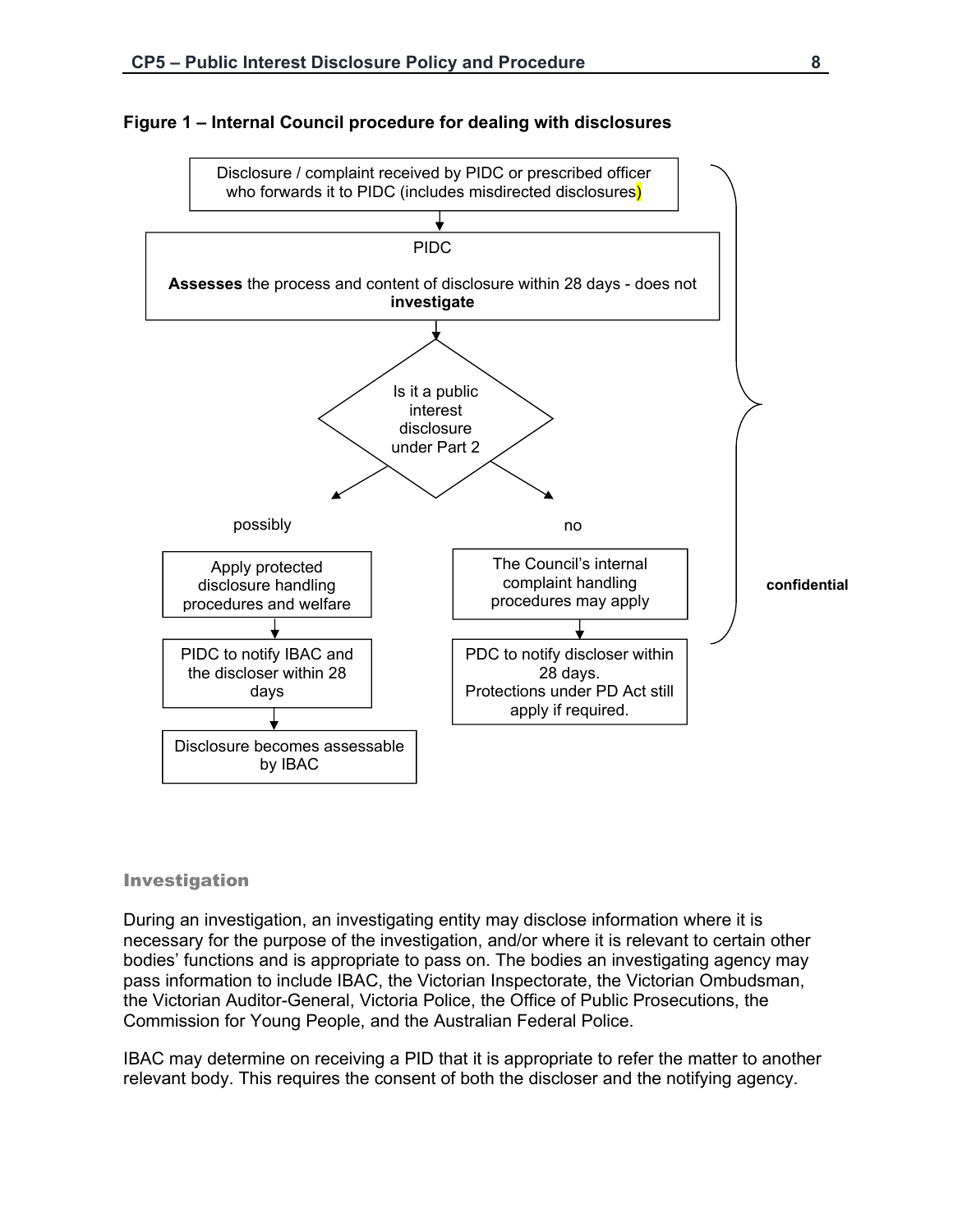**Figure 1 – Internal Council procedure for dealing with disclosures**

Disclosure / complaint received by PIDC or prescribed officer who forwards it to PIDC (includes misdirected disclosures)

PIDC

**Assesses** the process and content of disclosure within 28 days - does not **investigate**

Is it a public interest disclosure under Part 2

possibly

Apply protected disclosure handling procedures and welfare

PIDC to notify IBAC and the discloser within 28 days

Disclosure becomes assessable by IBAC

no

The Council's internal complaint handling procedures may apply

PDC to notify discloser within 28 days.
Protections under PD Act still apply if required.

**confidential**

## Investigation

During an investigation, an investigating entity may disclose information where it is necessary for the purpose of the investigation, and/or where it is relevant to certain other bodies' functions and is appropriate to pass on. The bodies an investigating agency may pass information to include IBAC, the Victorian Inspectorate, the Victorian Ombudsman, the Victorian Auditor-General, Victoria Police, the Office of Public Prosecutions, the Commission for Young People, and the Australian Federal Police.

IBAC may determine on receiving a PID that it is appropriate to refer the matter to another relevant body. This requires the consent of both the discloser and the notifying agency.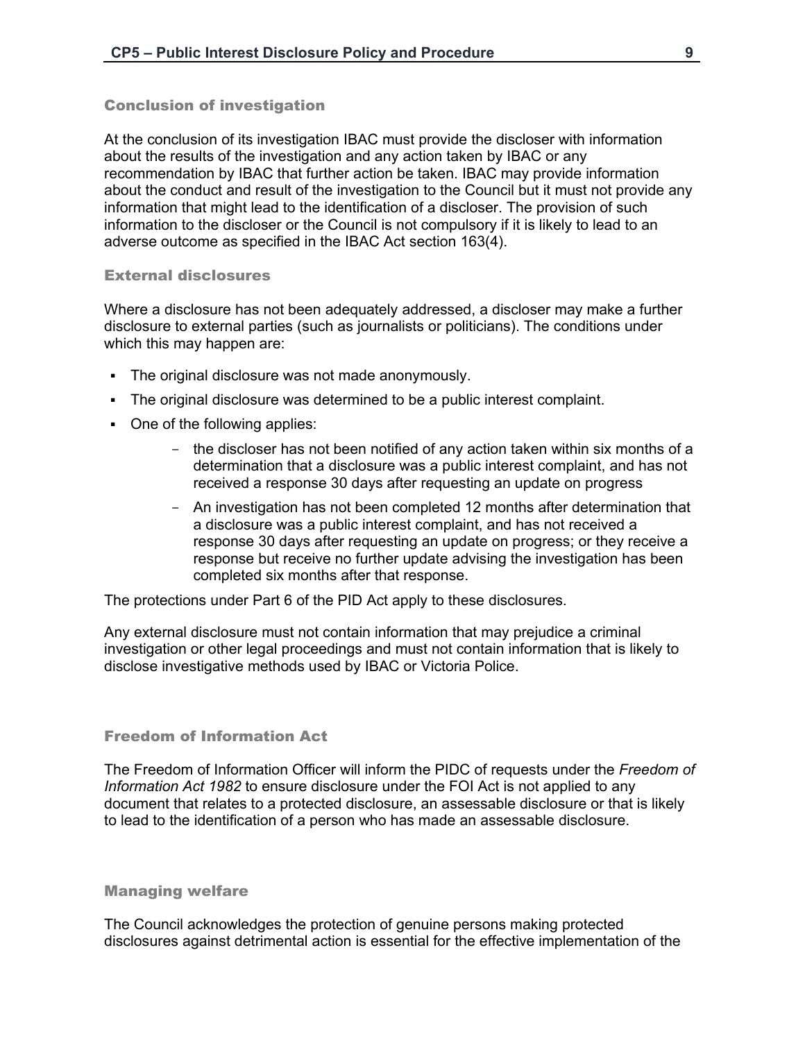### Conclusion of investigation

At the conclusion of its investigation IBAC must provide the discloser with information about the results of the investigation and any action taken by IBAC or any recommendation by IBAC that further action be taken. IBAC may provide information about the conduct and result of the investigation to the Council but it must not provide any information that might lead to the identification of a discloser. The provision of such information to the discloser or the Council is not compulsory if it is likely to lead to an adverse outcome as specified in the IBAC Act section 163(4).

### External disclosures

Where a disclosure has not been adequately addressed, a discloser may make a further disclosure to external parties (such as journalists or politicians). The conditions under which this may happen are:

- The original disclosure was not made anonymously.
- The original disclosure was determined to be a public interest complaint.
- One of the following applies:
  - the discloser has not been notified of any action taken within six months of a determination that a disclosure was a public interest complaint, and has not received a response 30 days after requesting an update on progress
  - An investigation has not been completed 12 months after determination that a disclosure was a public interest complaint, and has not received a response 30 days after requesting an update on progress; or they receive a response but receive no further update advising the investigation has been completed six months after that response.

The protections under Part 6 of the PID Act apply to these disclosures.

Any external disclosure must not contain information that may prejudice a criminal investigation or other legal proceedings and must not contain information that is likely to disclose investigative methods used by IBAC or Victoria Police.

### Freedom of Information Act

The Freedom of Information Officer will inform the PIDC of requests under the *Freedom of Information Act 1982* to ensure disclosure under the FOI Act is not applied to any document that relates to a protected disclosure, an assessable disclosure or that is likely to lead to the identification of a person who has made an assessable disclosure.

### Managing welfare

The Council acknowledges the protection of genuine persons making protected disclosures against detrimental action is essential for the effective implementation of the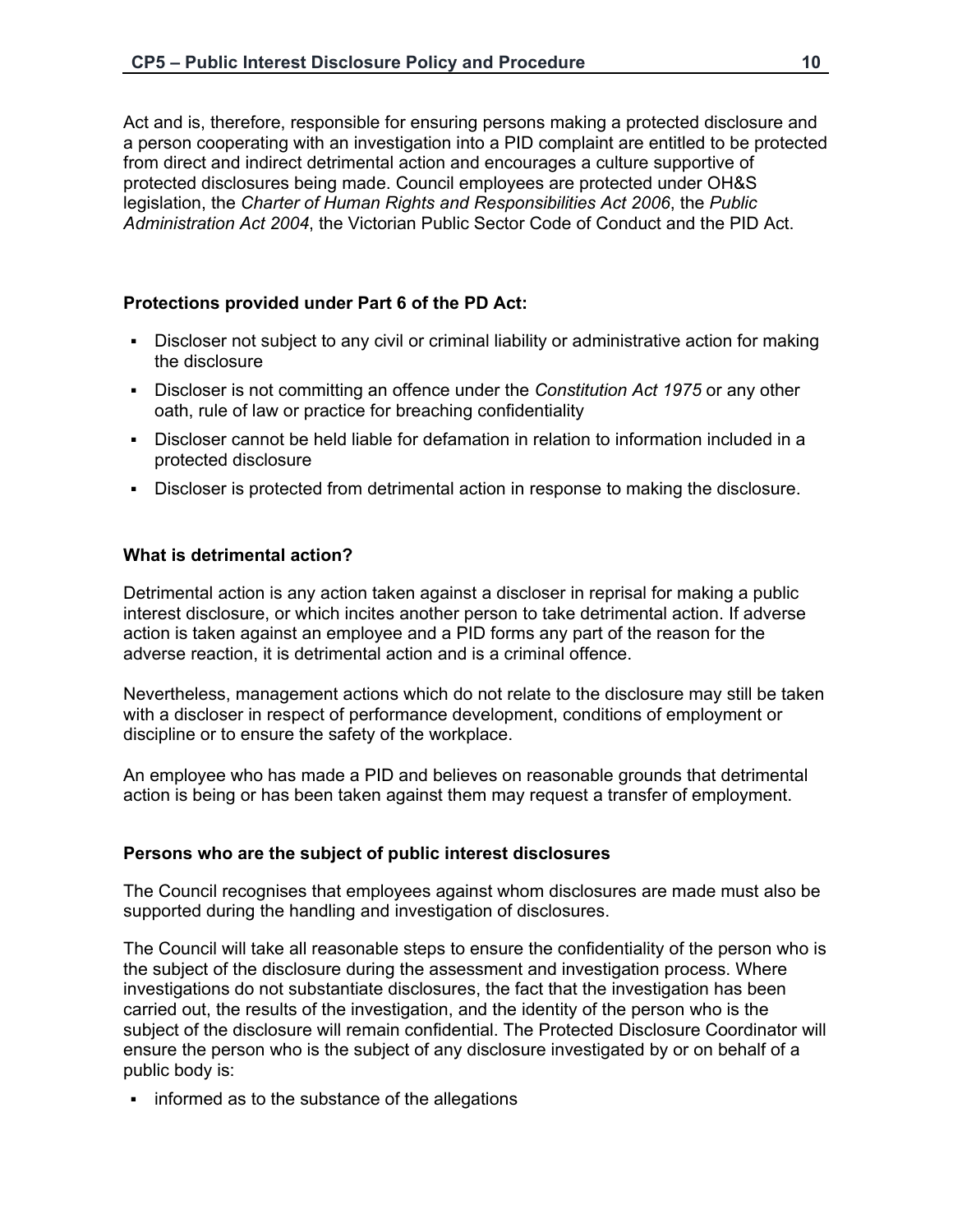Act and is, therefore, responsible for ensuring persons making a protected disclosure and a person cooperating with an investigation into a PID complaint are entitled to be protected from direct and indirect detrimental action and encourages a culture supportive of protected disclosures being made. Council employees are protected under OH&S legislation, the *Charter of Human Rights and Responsibilities Act 2006*, the *Public Administration Act 2004*, the Victorian Public Sector Code of Conduct and the PID Act.

**Protections provided under Part 6 of the PD Act:**

- Discloser not subject to any civil or criminal liability or administrative action for making the disclosure
- Discloser is not committing an offence under the *Constitution Act 1975* or any other oath, rule of law or practice for breaching confidentiality
- Discloser cannot be held liable for defamation in relation to information included in a protected disclosure
- Discloser is protected from detrimental action in response to making the disclosure.

**What is detrimental action?**

Detrimental action is any action taken against a discloser in reprisal for making a public interest disclosure, or which incites another person to take detrimental action. If adverse action is taken against an employee and a PID forms any part of the reason for the adverse reaction, it is detrimental action and is a criminal offence.

Nevertheless, management actions which do not relate to the disclosure may still be taken with a discloser in respect of performance development, conditions of employment or discipline or to ensure the safety of the workplace.

An employee who has made a PID and believes on reasonable grounds that detrimental action is being or has been taken against them may request a transfer of employment.

**Persons who are the subject of public interest disclosures**

The Council recognises that employees against whom disclosures are made must also be supported during the handling and investigation of disclosures.

The Council will take all reasonable steps to ensure the confidentiality of the person who is the subject of the disclosure during the assessment and investigation process. Where investigations do not substantiate disclosures, the fact that the investigation has been carried out, the results of the investigation, and the identity of the person who is the subject of the disclosure will remain confidential. The Protected Disclosure Coordinator will ensure the person who is the subject of any disclosure investigated by or on behalf of a public body is:

- informed as to the substance of the allegations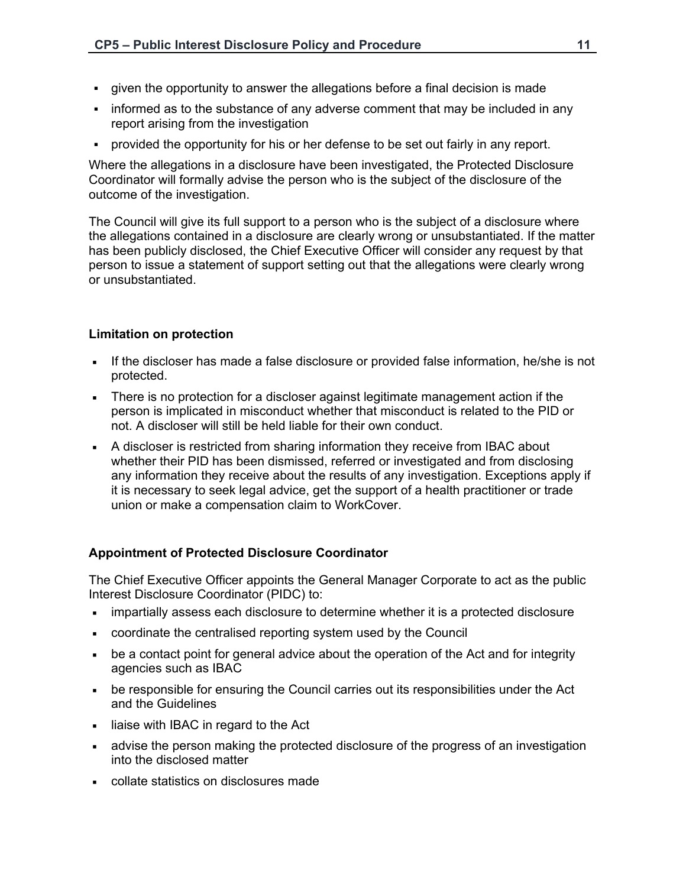- given the opportunity to answer the allegations before a final decision is made
- informed as to the substance of any adverse comment that may be included in any report arising from the investigation
- provided the opportunity for his or her defense to be set out fairly in any report.

Where the allegations in a disclosure have been investigated, the Protected Disclosure Coordinator will formally advise the person who is the subject of the disclosure of the outcome of the investigation.

The Council will give its full support to a person who is the subject of a disclosure where the allegations contained in a disclosure are clearly wrong or unsubstantiated. If the matter has been publicly disclosed, the Chief Executive Officer will consider any request by that person to issue a statement of support setting out that the allegations were clearly wrong or unsubstantiated.

**Limitation on protection**

- If the discloser has made a false disclosure or provided false information, he/she is not protected.
- There is no protection for a discloser against legitimate management action if the person is implicated in misconduct whether that misconduct is related to the PID or not. A discloser will still be held liable for their own conduct.
- A discloser is restricted from sharing information they receive from IBAC about whether their PID has been dismissed, referred or investigated and from disclosing any information they receive about the results of any investigation. Exceptions apply if it is necessary to seek legal advice, get the support of a health practitioner or trade union or make a compensation claim to WorkCover.

**Appointment of Protected Disclosure Coordinator**

The Chief Executive Officer appoints the General Manager Corporate to act as the public Interest Disclosure Coordinator (PIDC) to:

- impartially assess each disclosure to determine whether it is a protected disclosure
- coordinate the centralised reporting system used by the Council
- be a contact point for general advice about the operation of the Act and for integrity agencies such as IBAC
- be responsible for ensuring the Council carries out its responsibilities under the Act and the Guidelines
- liaise with IBAC in regard to the Act
- advise the person making the protected disclosure of the progress of an investigation into the disclosed matter
- collate statistics on disclosures made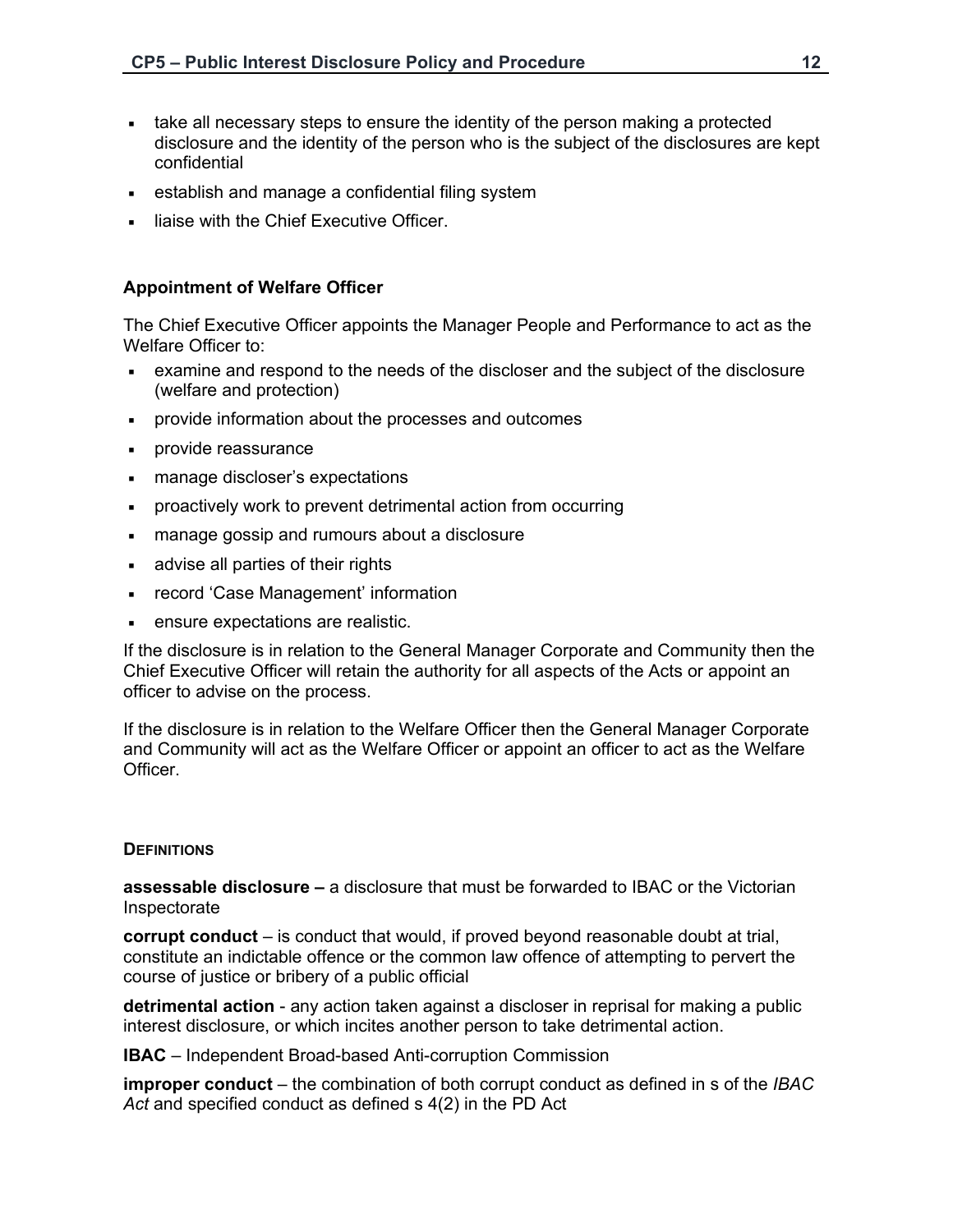- take all necessary steps to ensure the identity of the person making a protected disclosure and the identity of the person who is the subject of the disclosures are kept confidential
- establish and manage a confidential filing system
- liaise with the Chief Executive Officer.

### Appointment of Welfare Officer

The Chief Executive Officer appoints the Manager People and Performance to act as the Welfare Officer to:

- examine and respond to the needs of the discloser and the subject of the disclosure (welfare and protection)
- provide information about the processes and outcomes
- provide reassurance
- manage discloser's expectations
- proactively work to prevent detrimental action from occurring
- manage gossip and rumours about a disclosure
- advise all parties of their rights
- record 'Case Management' information
- ensure expectations are realistic.

If the disclosure is in relation to the General Manager Corporate and Community then the Chief Executive Officer will retain the authority for all aspects of the Acts or appoint an officer to advise on the process.

If the disclosure is in relation to the Welfare Officer then the General Manager Corporate and Community will act as the Welfare Officer or appoint an officer to act as the Welfare Officer.

## DEFINITIONS

**assessable disclosure –** a disclosure that must be forwarded to IBAC or the Victorian Inspectorate

**corrupt conduct** – is conduct that would, if proved beyond reasonable doubt at trial, constitute an indictable offence or the common law offence of attempting to pervert the course of justice or bribery of a public official

**detrimental action** - any action taken against a discloser in reprisal for making a public interest disclosure, or which incites another person to take detrimental action.

**IBAC** – Independent Broad-based Anti-corruption Commission

**improper conduct** – the combination of both corrupt conduct as defined in s of the *IBAC Act* and specified conduct as defined s 4(2) in the PD Act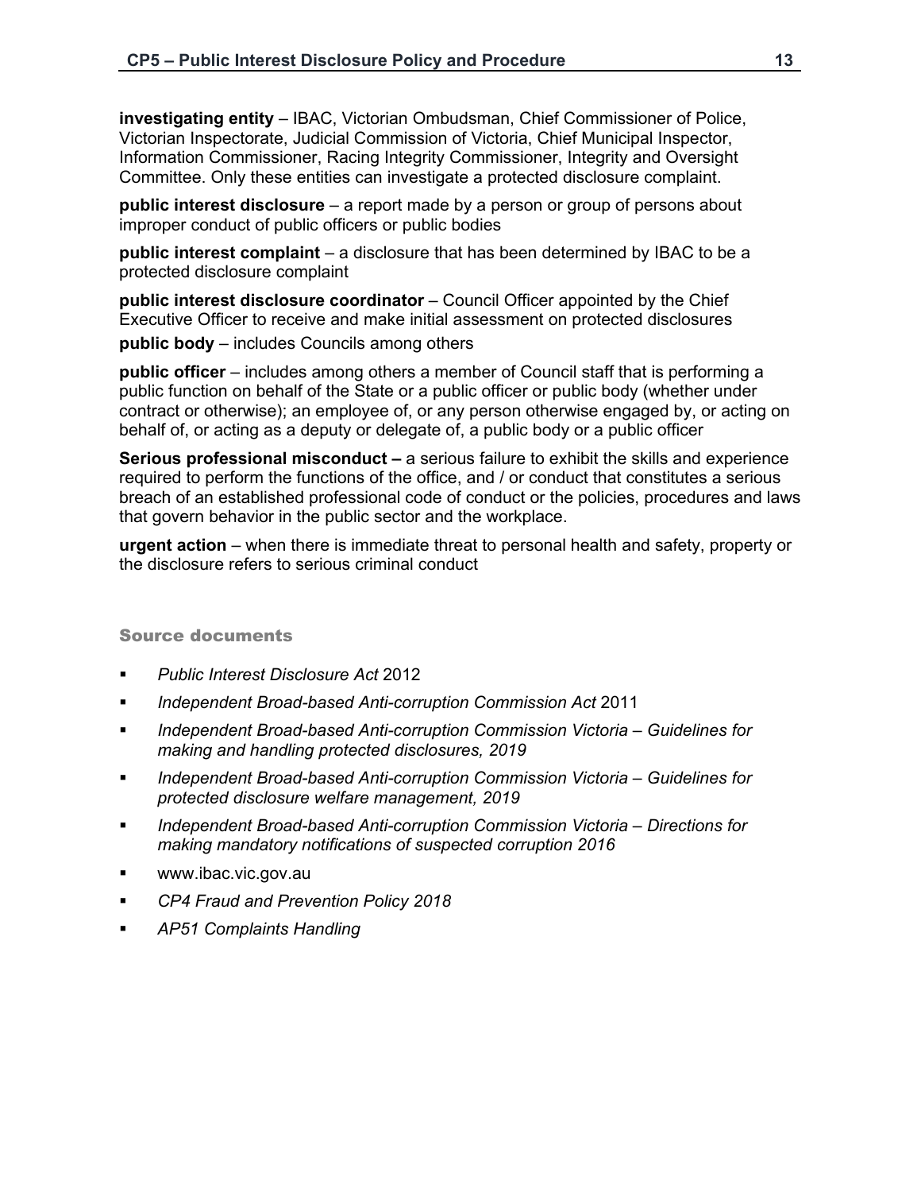**investigating entity** – IBAC, Victorian Ombudsman, Chief Commissioner of Police, Victorian Inspectorate, Judicial Commission of Victoria, Chief Municipal Inspector, Information Commissioner, Racing Integrity Commissioner, Integrity and Oversight Committee. Only these entities can investigate a protected disclosure complaint.

**public interest disclosure** – a report made by a person or group of persons about improper conduct of public officers or public bodies

**public interest complaint** – a disclosure that has been determined by IBAC to be a protected disclosure complaint

**public interest disclosure coordinator** – Council Officer appointed by the Chief Executive Officer to receive and make initial assessment on protected disclosures

**public body** – includes Councils among others

**public officer** – includes among others a member of Council staff that is performing a public function on behalf of the State or a public officer or public body (whether under contract or otherwise); an employee of, or any person otherwise engaged by, or acting on behalf of, or acting as a deputy or delegate of, a public body or a public officer

**Serious professional misconduct –** a serious failure to exhibit the skills and experience required to perform the functions of the office, and / or conduct that constitutes a serious breach of an established professional code of conduct or the policies, procedures and laws that govern behavior in the public sector and the workplace.

**urgent action** – when there is immediate threat to personal health and safety, property or the disclosure refers to serious criminal conduct

## Source documents

- *Public Interest Disclosure Act* 2012
- *Independent Broad-based Anti-corruption Commission Act* 2011
- *Independent Broad-based Anti-corruption Commission Victoria – Guidelines for making and handling protected disclosures, 2019*
- *Independent Broad-based Anti-corruption Commission Victoria – Guidelines for protected disclosure welfare management, 2019*
- *Independent Broad-based Anti-corruption Commission Victoria – Directions for making mandatory notifications of suspected corruption 2016*
- www.ibac.vic.gov.au
- *CP4 Fraud and Prevention Policy 2018*
- *AP51 Complaints Handling*